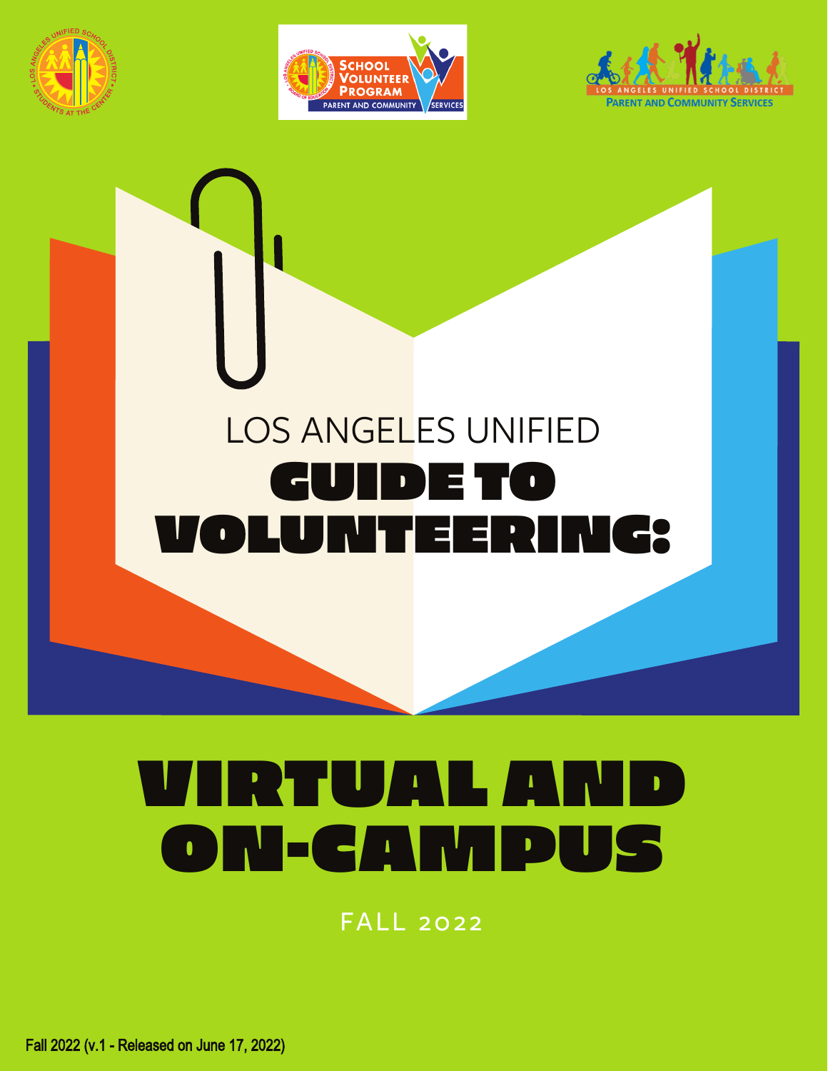SCHOOL VOLUNTEER PROGRAM

PARENT AND COMMUNITY SERVICES

LOS ANGELES UNIFIED SCHOOL DISTRICT

PARENT AND COMMUNITY SERVICES

LOS ANGELES UNIFIED

# GUIDE TO VOLUNTEERING:

# VIRTUAL AND ON-CAMPUS

FALL 2022

Fall 2022 (v.1 - Released on June 17, 2022)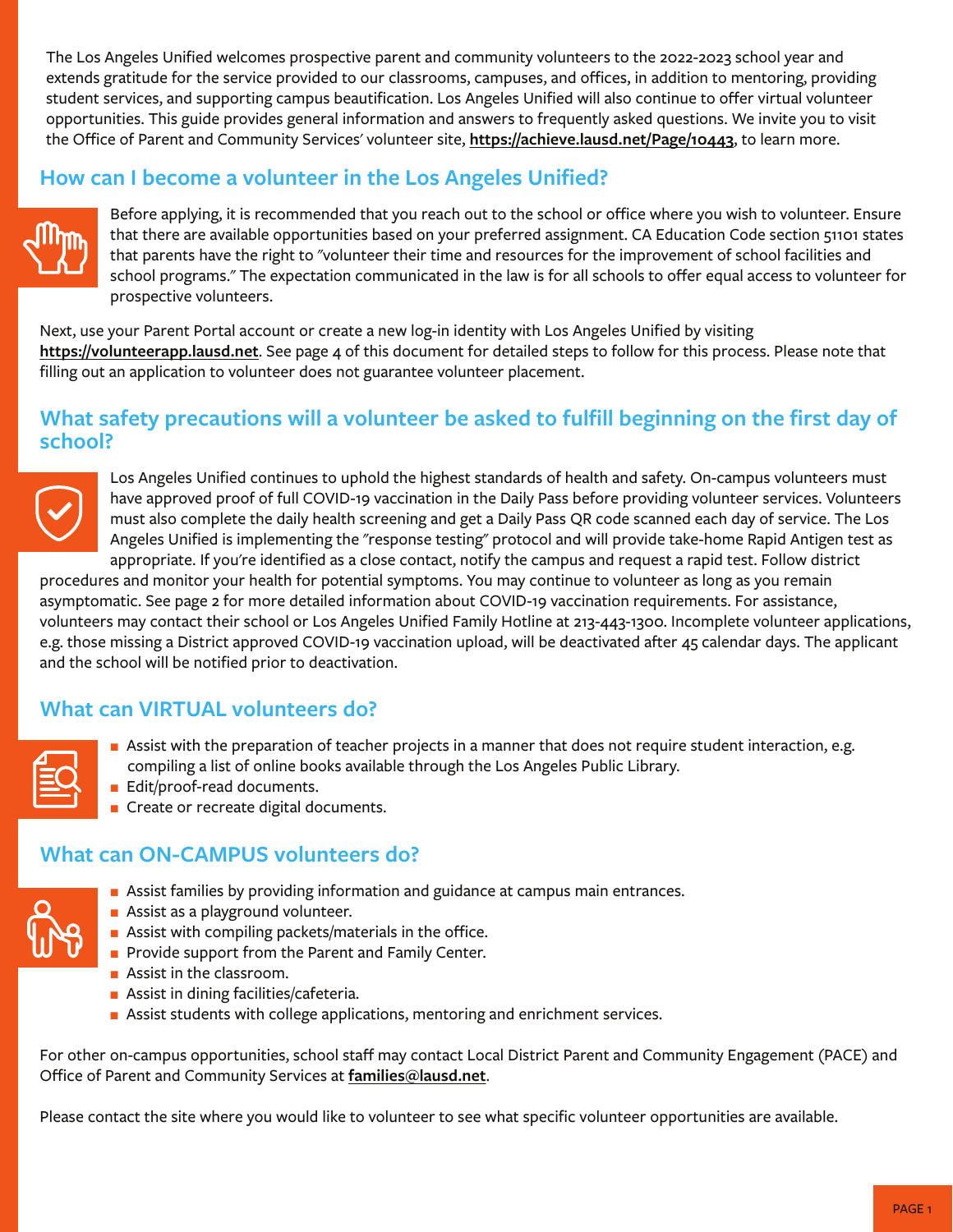The Los Angeles Unified welcomes prospective parent and community volunteers to the 2022-2023 school year and extends gratitude for the service provided to our classrooms, campuses, and offices, in addition to mentoring, providing student services, and supporting campus beautification. Los Angeles Unified will also continue to offer virtual volunteer opportunities. This guide provides general information and answers to frequently asked questions. We invite you to visit the Office of Parent and Community Services' volunteer site, **https://achieve.lausd.net/Page/10443**, to learn more.

## How can I become a volunteer in the Los Angeles Unified?

Before applying, it is recommended that you reach out to the school or office where you wish to volunteer. Ensure that there are available opportunities based on your preferred assignment. CA Education Code section 51101 states that parents have the right to "volunteer their time and resources for the improvement of school facilities and school programs." The expectation communicated in the law is for all schools to offer equal access to volunteer for prospective volunteers.

Next, use your Parent Portal account or create a new log-in identity with Los Angeles Unified by visiting **https://volunteerapp.lausd.net**. See page 4 of this document for detailed steps to follow for this process. Please note that filling out an application to volunteer does not guarantee volunteer placement.

## What safety precautions will a volunteer be asked to fulfill beginning on the first day of school?

Los Angeles Unified continues to uphold the highest standards of health and safety. On-campus volunteers must have approved proof of full COVID-19 vaccination in the Daily Pass before providing volunteer services. Volunteers must also complete the daily health screening and get a Daily Pass QR code scanned each day of service. The Los Angeles Unified is implementing the "response testing" protocol and will provide take-home Rapid Antigen test as appropriate. If you're identified as a close contact, notify the campus and request a rapid test. Follow district procedures and monitor your health for potential symptoms. You may continue to volunteer as long as you remain asymptomatic. See page 2 for more detailed information about COVID-19 vaccination requirements. For assistance, volunteers may contact their school or Los Angeles Unified Family Hotline at 213-443-1300. Incomplete volunteer applications, e.g. those missing a District approved COVID-19 vaccination upload, will be deactivated after 45 calendar days. The applicant and the school will be notified prior to deactivation.

## What can VIRTUAL volunteers do?

- Assist with the preparation of teacher projects in a manner that does not require student interaction, e.g. compiling a list of online books available through the Los Angeles Public Library.
- Edit/proof-read documents.
- Create or recreate digital documents.

## What can ON-CAMPUS volunteers do?

- Assist families by providing information and guidance at campus main entrances.
- Assist as a playground volunteer.
- Assist with compiling packets/materials in the office.
- Provide support from the Parent and Family Center.
- Assist in the classroom.
- Assist in dining facilities/cafeteria.
- Assist students with college applications, mentoring and enrichment services.

For other on-campus opportunities, school staff may contact Local District Parent and Community Engagement (PACE) and Office of Parent and Community Services at **families@lausd.net**.

Please contact the site where you would like to volunteer to see what specific volunteer opportunities are available.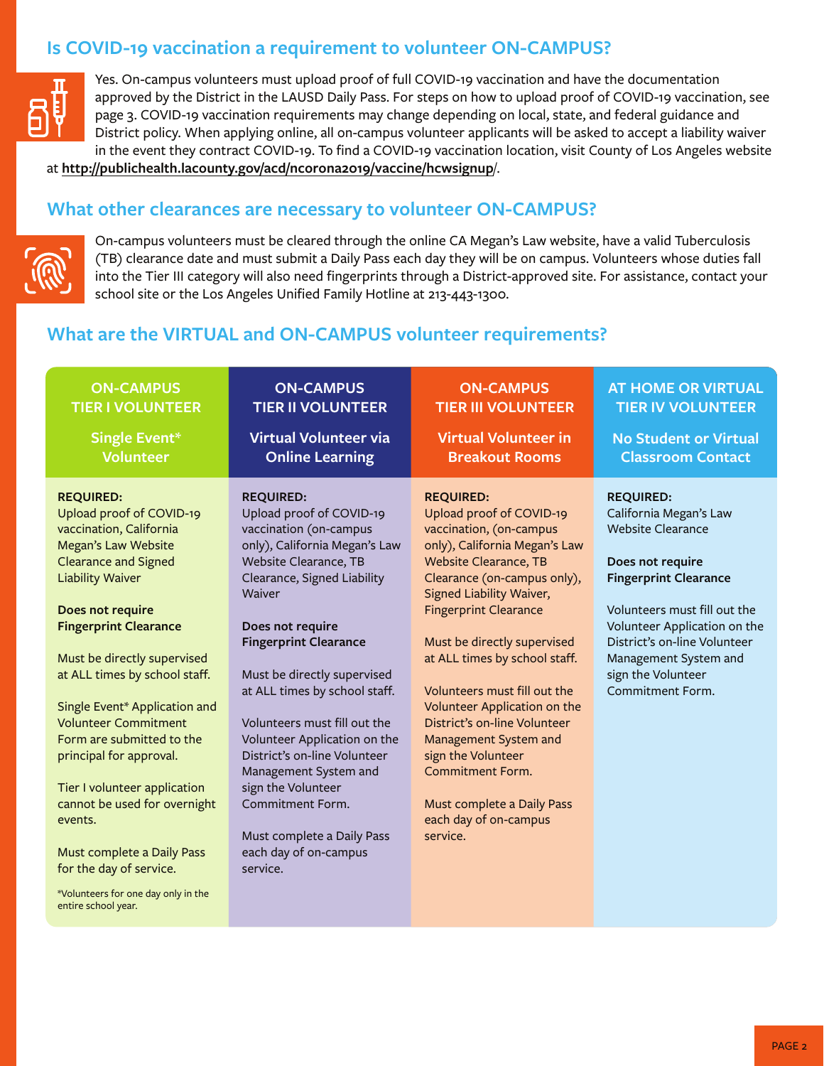## Is COVID-19 vaccination a requirement to volunteer ON-CAMPUS?

Yes. On-campus volunteers must upload proof of full COVID-19 vaccination and have the documentation approved by the District in the LAUSD Daily Pass. For steps on how to upload proof of COVID-19 vaccination, see page 3. COVID-19 vaccination requirements may change depending on local, state, and federal guidance and District policy. When applying online, all on-campus volunteer applicants will be asked to accept a liability waiver in the event they contract COVID-19. To find a COVID-19 vaccination location, visit County of Los Angeles website at **http://publichealth.lacounty.gov/acd/ncorona2019/vaccine/hcwsignup/**.

## What other clearances are necessary to volunteer ON-CAMPUS?

On-campus volunteers must be cleared through the online CA Megan's Law website, have a valid Tuberculosis (TB) clearance date and must submit a Daily Pass each day they will be on campus. Volunteers whose duties fall into the Tier III category will also need fingerprints through a District-approved site. For assistance, contact your school site or the Los Angeles Unified Family Hotline at 213-443-1300.

## What are the VIRTUAL and ON-CAMPUS volunteer requirements?

| ON-CAMPUS TIER I VOLUNTEER<br>Single Event* Volunteer | ON-CAMPUS TIER II VOLUNTEER<br>Virtual Volunteer via Online Learning | ON-CAMPUS TIER III VOLUNTEER<br>Virtual Volunteer in Breakout Rooms | AT HOME OR VIRTUAL TIER IV VOLUNTEER<br>No Student or Virtual Classroom Contact |
|---|---|---|---|
| **REQUIRED:**<br>Upload proof of COVID-19 vaccination, California Megan's Law Website Clearance and Signed Liability Waiver<br><br>**Does not require Fingerprint Clearance**<br><br>Must be directly supervised at ALL times by school staff.<br><br>Single Event* Application and Volunteer Commitment Form are submitted to the principal for approval.<br><br>Tier I volunteer application cannot be used for overnight events.<br><br>Must complete a Daily Pass for the day of service.<br><br>*Volunteers for one day only in the entire school year. | **REQUIRED:**<br>Upload proof of COVID-19 vaccination (on-campus only), California Megan's Law Website Clearance, TB Clearance, Signed Liability Waiver<br><br>**Does not require Fingerprint Clearance**<br><br>Must be directly supervised at ALL times by school staff.<br><br>Volunteers must fill out the Volunteer Application on the District's on-line Volunteer Management System and sign the Volunteer Commitment Form.<br><br>Must complete a Daily Pass each day of on-campus service. | **REQUIRED:**<br>Upload proof of COVID-19 vaccination, (on-campus only), California Megan's Law Website Clearance, TB Clearance (on-campus only), Signed Liability Waiver, Fingerprint Clearance<br><br>Must be directly supervised at ALL times by school staff.<br><br>Volunteers must fill out the Volunteer Application on the District's on-line Volunteer Management System and sign the Volunteer Commitment Form.<br><br>Must complete a Daily Pass each day of on-campus service. | **REQUIRED:**<br>California Megan's Law Website Clearance<br><br>**Does not require Fingerprint Clearance**<br><br>Volunteers must fill out the Volunteer Application on the District's on-line Volunteer Management System and sign the Volunteer Commitment Form. |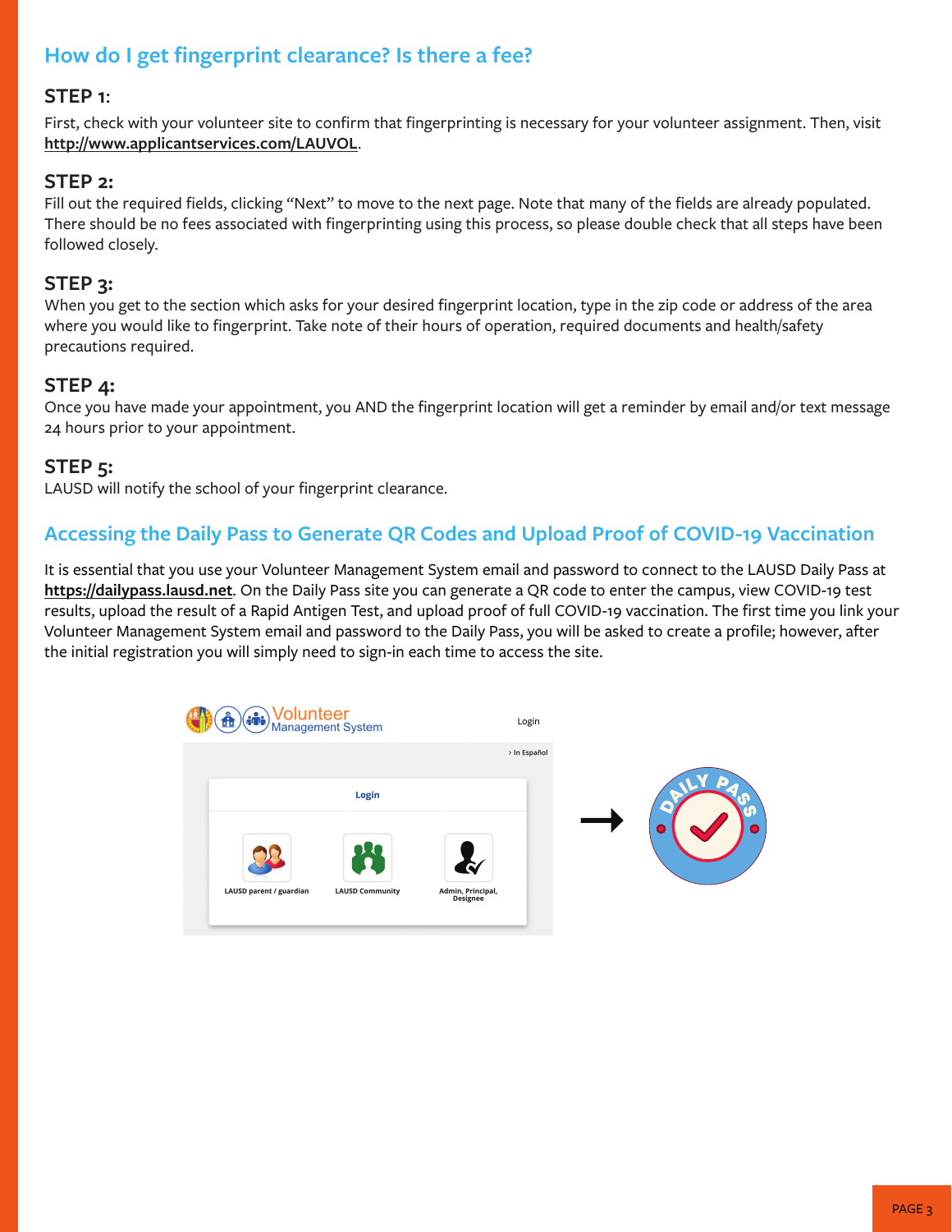## How do I get fingerprint clearance? Is there a fee?

### STEP 1:

First, check with your volunteer site to confirm that fingerprinting is necessary for your volunteer assignment. Then, visit **http://www.applicantservices.com/LAUVOL**.

### STEP 2:

Fill out the required fields, clicking "Next" to move to the next page. Note that many of the fields are already populated. There should be no fees associated with fingerprinting using this process, so please double check that all steps have been followed closely.

### STEP 3:

When you get to the section which asks for your desired fingerprint location, type in the zip code or address of the area where you would like to fingerprint. Take note of their hours of operation, required documents and health/safety precautions required.

### STEP 4:

Once you have made your appointment, you AND the fingerprint location will get a reminder by email and/or text message 24 hours prior to your appointment.

### STEP 5:

LAUSD will notify the school of your fingerprint clearance.

## Accessing the Daily Pass to Generate QR Codes and Upload Proof of COVID-19 Vaccination

It is essential that you use your Volunteer Management System email and password to connect to the LAUSD Daily Pass at **https://dailypass.lausd.net**. On the Daily Pass site you can generate a QR code to enter the campus, view COVID-19 test results, upload the result of a Rapid Antigen Test, and upload proof of full COVID-19 vaccination. The first time you link your Volunteer Management System email and password to the Daily Pass, you will be asked to create a profile; however, after the initial registration you will simply need to sign-in each time to access the site.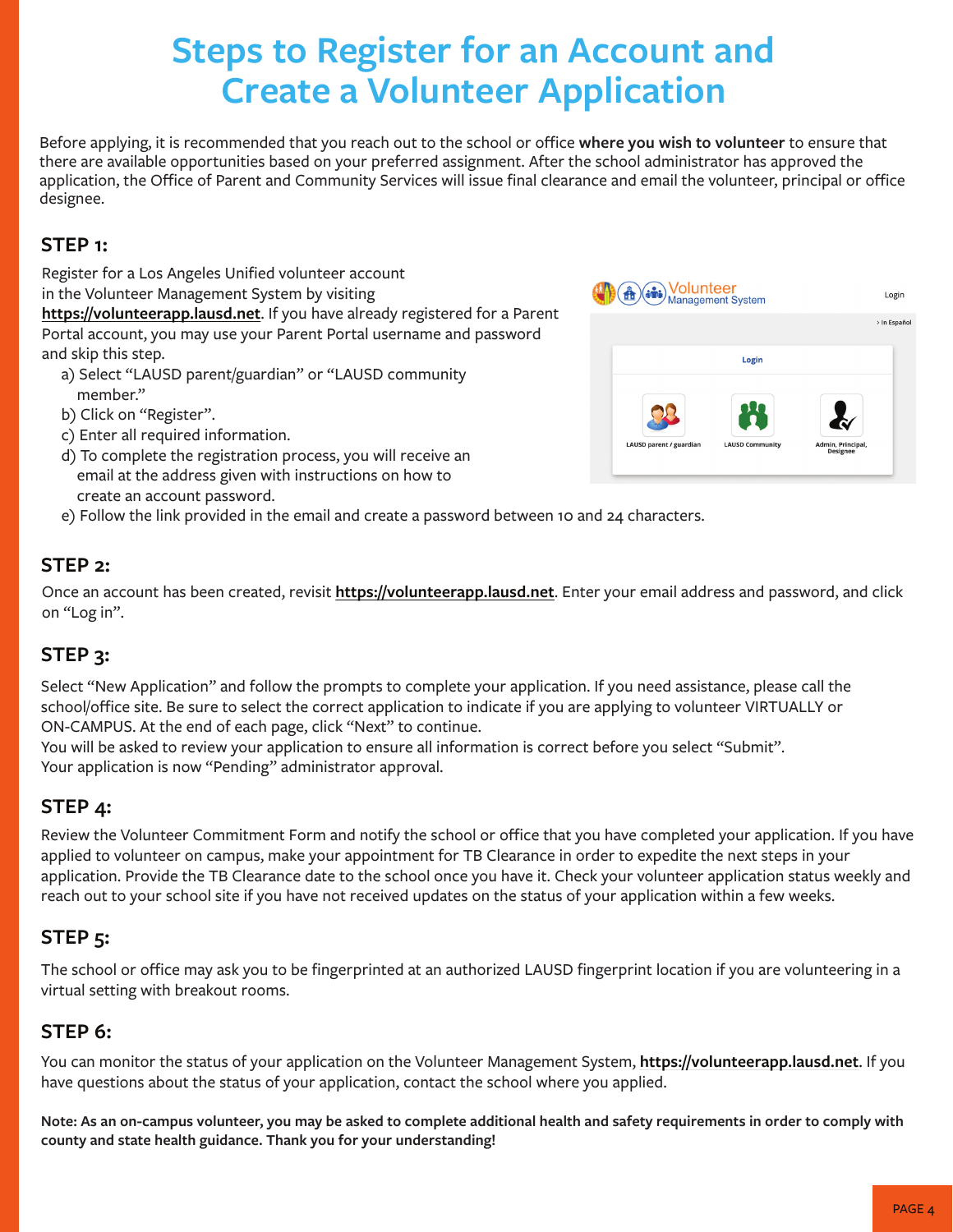# Steps to Register for an Account and Create a Volunteer Application

Before applying, it is recommended that you reach out to the school or office **where you wish to volunteer** to ensure that there are available opportunities based on your preferred assignment. After the school administrator has approved the application, the Office of Parent and Community Services will issue final clearance and email the volunteer, principal or office designee.

## STEP 1:

Register for a Los Angeles Unified volunteer account in the Volunteer Management System by visiting **https://volunteerapp.lausd.net**. If you have already registered for a Parent Portal account, you may use your Parent Portal username and password and skip this step.

a) Select “LAUSD parent/guardian” or “LAUSD community member.”
b) Click on “Register”.
c) Enter all required information.
d) To complete the registration process, you will receive an email at the address given with instructions on how to create an account password.
e) Follow the link provided in the email and create a password between 10 and 24 characters.

## STEP 2:

Once an account has been created, revisit **https://volunteerapp.lausd.net**. Enter your email address and password, and click on “Log in”.

## STEP 3:

Select “New Application” and follow the prompts to complete your application. If you need assistance, please call the school/office site. Be sure to select the correct application to indicate if you are applying to volunteer VIRTUALLY or ON-CAMPUS. At the end of each page, click “Next” to continue.
You will be asked to review your application to ensure all information is correct before you select “Submit”.
Your application is now “Pending” administrator approval.

## STEP 4:

Review the Volunteer Commitment Form and notify the school or office that you have completed your application. If you have applied to volunteer on campus, make your appointment for TB Clearance in order to expedite the next steps in your application. Provide the TB Clearance date to the school once you have it. Check your volunteer application status weekly and reach out to your school site if you have not received updates on the status of your application within a few weeks.

## STEP 5:

The school or office may ask you to be fingerprinted at an authorized LAUSD fingerprint location if you are volunteering in a virtual setting with breakout rooms.

## STEP 6:

You can monitor the status of your application on the Volunteer Management System, **https://volunteerapp.lausd.net**. If you have questions about the status of your application, contact the school where you applied.

**Note: As an on-campus volunteer, you may be asked to complete additional health and safety requirements in order to comply with county and state health guidance. Thank you for your understanding!**